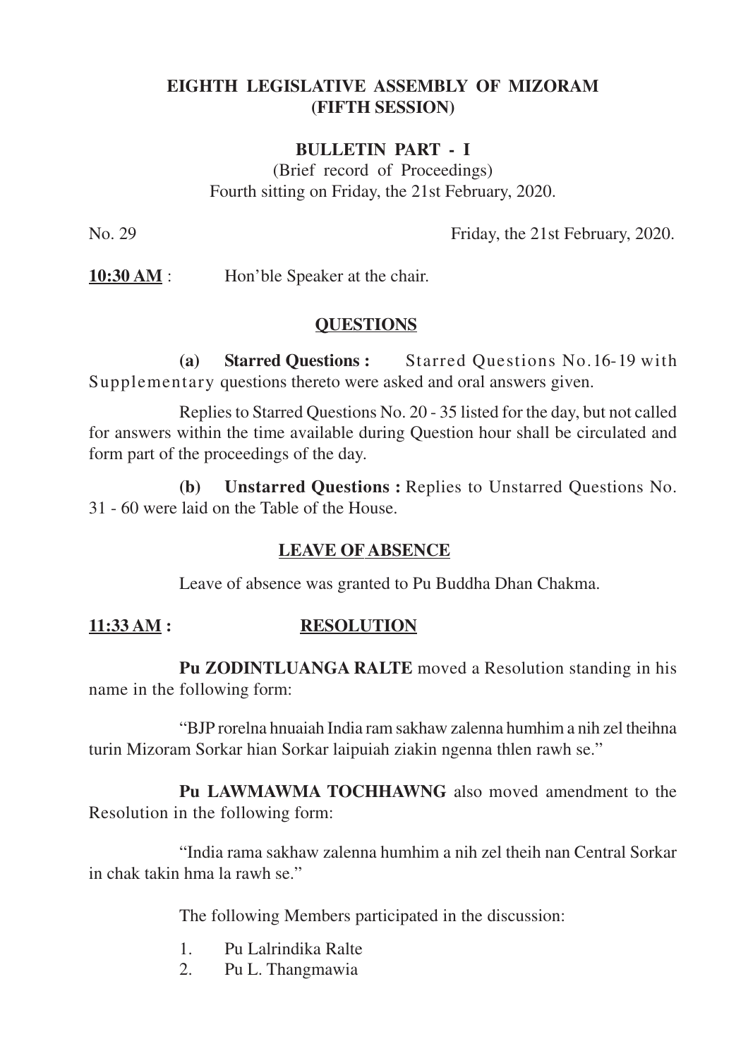# EIGHTH LEGISLATIVE ASSEMBLY OF MIZORAM
## (FIFTH SESSION)

### BULLETIN PART - I

(Brief record of Proceedings)
Fourth sitting on Friday, the 21st February, 2020.

No. 29 Friday, the 21st February, 2020.

**10:30 AM** : Hon'ble Speaker at the chair.

### QUESTIONS

**(a) Starred Questions :** Starred Questions No.16-19 with Supplementary questions thereto were asked and oral answers given.

Replies to Starred Questions No. 20 - 35 listed for the day, but not called for answers within the time available during Question hour shall be circulated and form part of the proceedings of the day.

**(b) Unstarred Questions :** Replies to Unstarred Questions No. 31 - 60 were laid on the Table of the House.

### LEAVE OF ABSENCE

Leave of absence was granted to Pu Buddha Dhan Chakma.

**11:33 AM :** **RESOLUTION**

**Pu ZODINTLUANGA RALTE** moved a Resolution standing in his name in the following form:

"BJP rorelna hnuaiah India ram sakhaw zalenna humhim a nih zel theihna turin Mizoram Sorkar hian Sorkar laipuiah ziakin ngenna thlen rawh se."

**Pu LAWMAWMA TOCHHAWNG** also moved amendment to the Resolution in the following form:

"India rama sakhaw zalenna humhim a nih zel theih nan Central Sorkar in chak takin hma la rawh se."

The following Members participated in the discussion:

1. Pu Lalrindika Ralte
2. Pu L. Thangmawia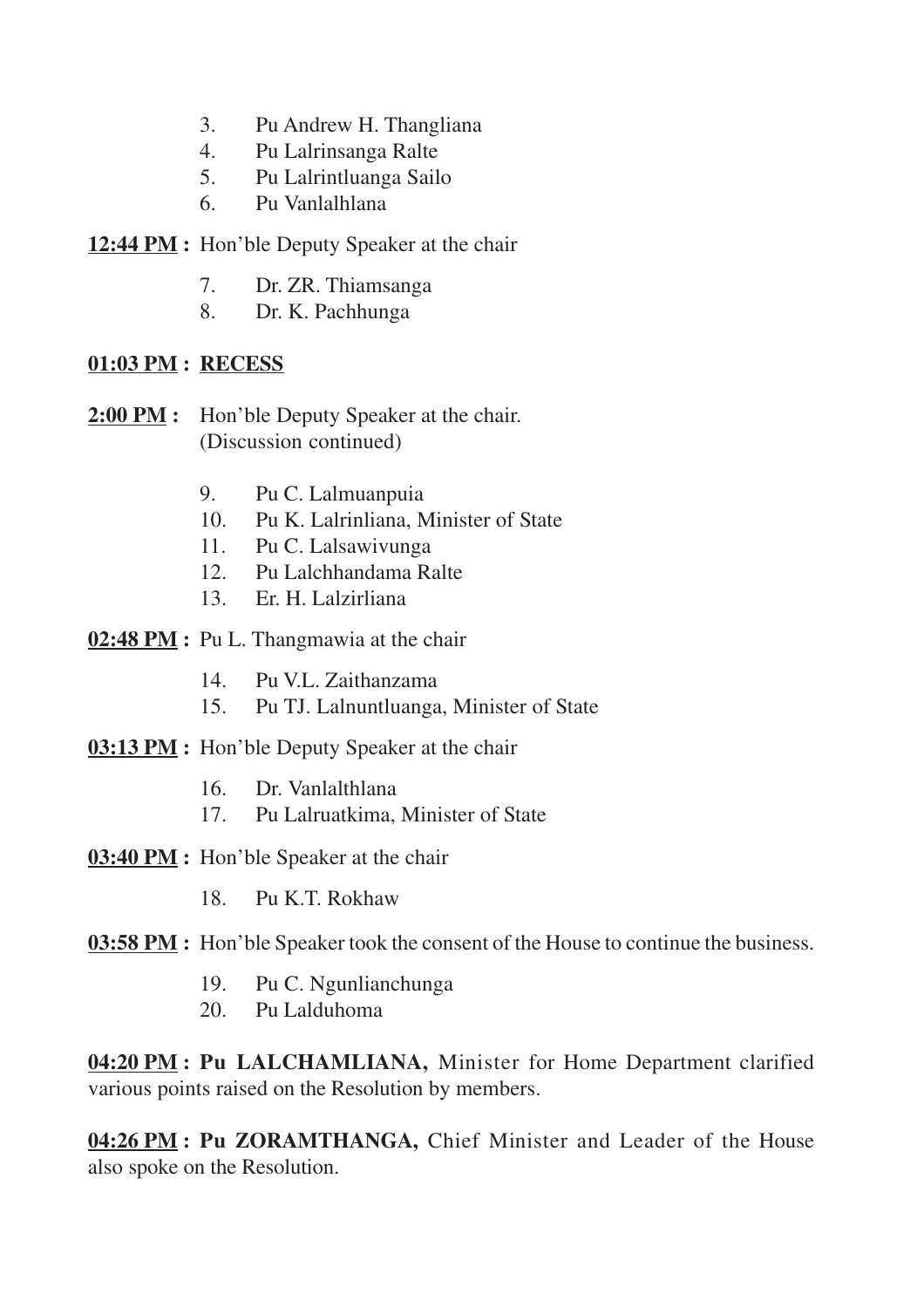3. Pu Andrew H. Thangliana
4. Pu Lalrinsanga Ralte
5. Pu Lalrintluanga Sailo
6. Pu Vanlalhlana

**12:44 PM :** Hon'ble Deputy Speaker at the chair

7. Dr. ZR. Thiamsanga
8. Dr. K. Pachhunga

**01:03 PM : RECESS**

**2:00 PM :** Hon'ble Deputy Speaker at the chair. (Discussion continued)

9. Pu C. Lalmuanpuia
10. Pu K. Lalrinliana, Minister of State
11. Pu C. Lalsawivunga
12. Pu Lalchhandama Ralte
13. Er. H. Lalzirliana

**02:48 PM :** Pu L. Thangmawia at the chair

14. Pu V.L. Zaithanzama
15. Pu TJ. Lalnuntluanga, Minister of State

**03:13 PM :** Hon'ble Deputy Speaker at the chair

16. Dr. Vanlalthlana
17. Pu Lalruatkima, Minister of State

**03:40 PM :** Hon'ble Speaker at the chair

18. Pu K.T. Rokhaw

**03:58 PM :** Hon'ble Speaker took the consent of the House to continue the business.

19. Pu C. Ngunlianchunga
20. Pu Lalduhoma

**04:20 PM : Pu LALCHAMLIANA,** Minister for Home Department clarified various points raised on the Resolution by members.

**04:26 PM : Pu ZORAMTHANGA,** Chief Minister and Leader of the House also spoke on the Resolution.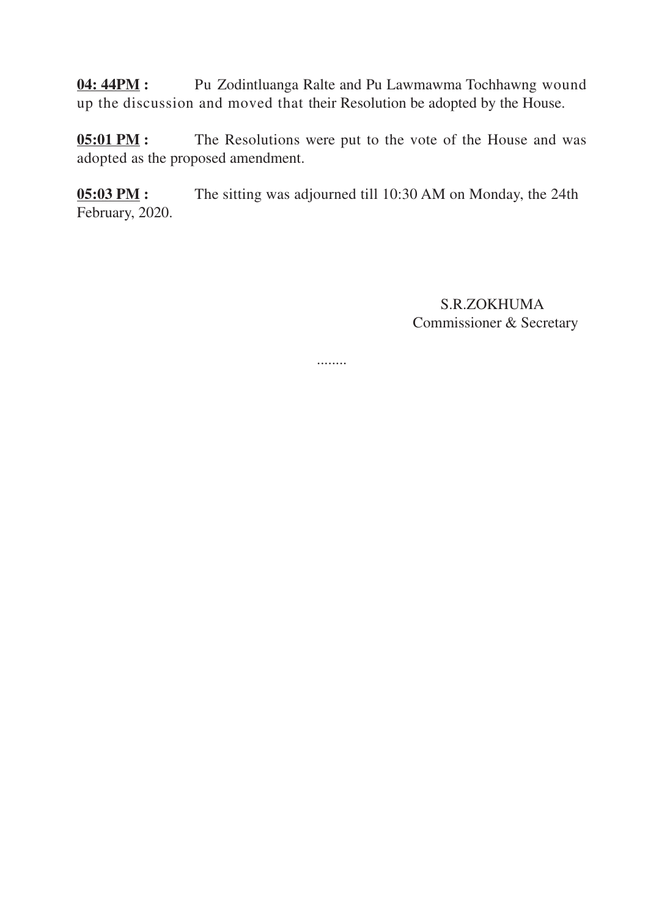**04: 44PM :** Pu Zodintluanga Ralte and Pu Lawmawma Tochhawng wound up the discussion and moved that their Resolution be adopted by the House.

**05:01 PM :** The Resolutions were put to the vote of the House and was adopted as the proposed amendment.

**05:03 PM :** The sitting was adjourned till 10:30 AM on Monday, the 24th February, 2020.

S.R.ZOKHUMA
Commissioner & Secretary

........